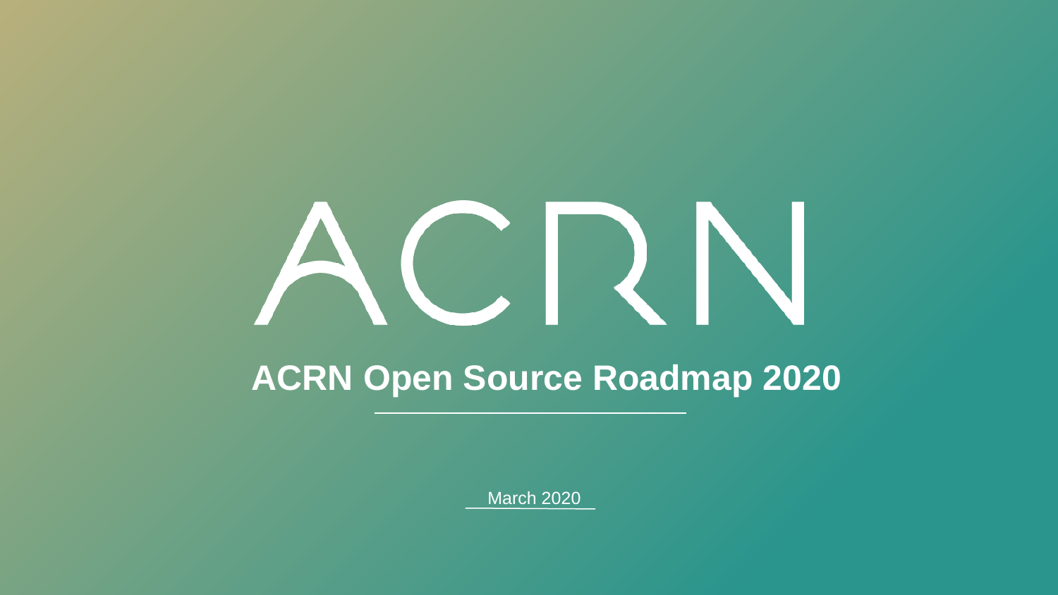ACRN

# ACRN Open Source Roadmap 2020

March 2020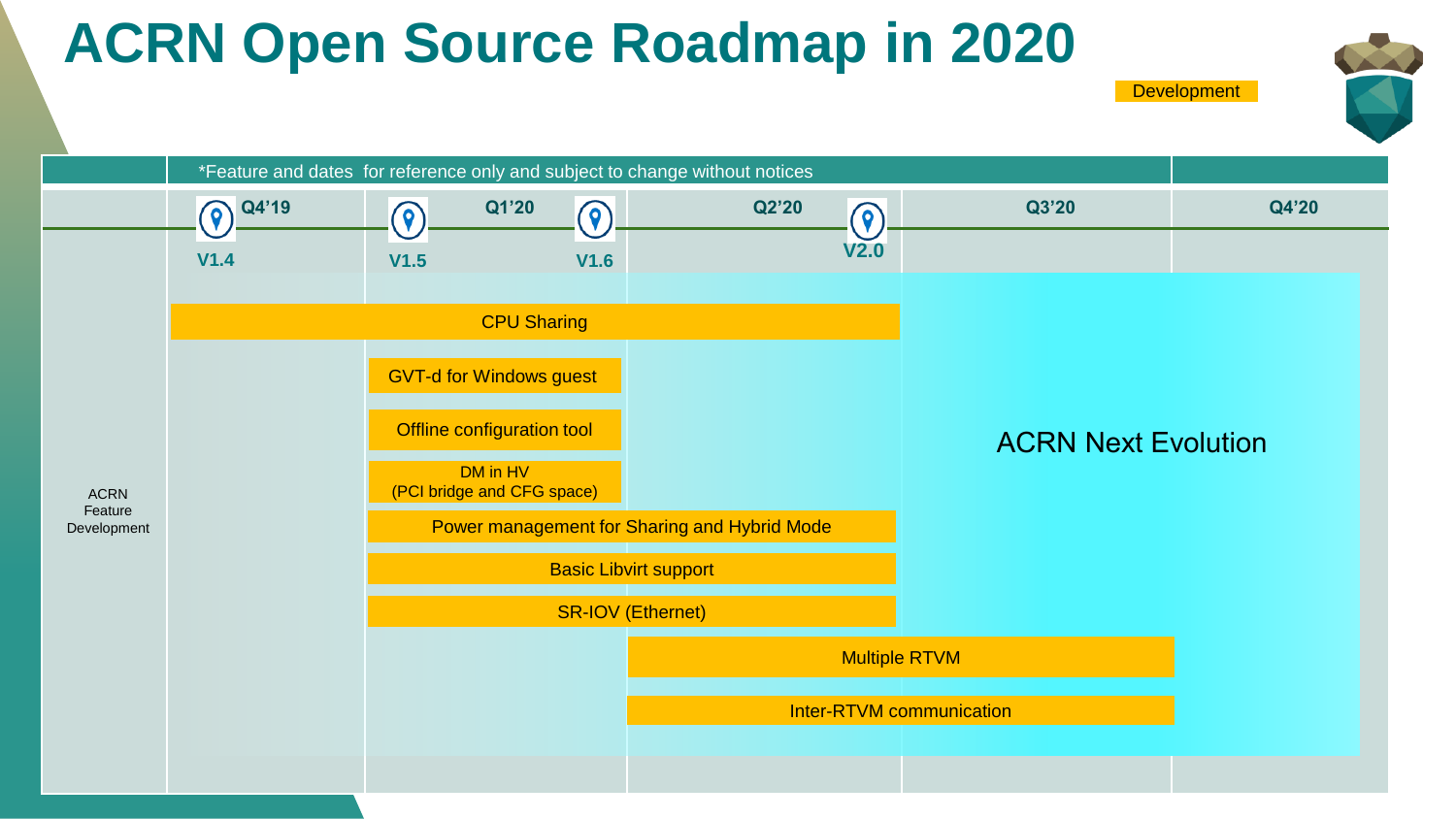# ACRN Open Source Roadmap in 2020

Development

*Feature and dates for reference only and subject to change without notices

| | Q4'19 | Q1'20 | Q2'20 | Q3'20 | Q4'20 |
|---|---|---|---|---|---|
| Releases | V1.4 | V1.5, V1.6 | V2.0 | | |

**ACRN Feature Development**

- CPU Sharing
- GVT-d for Windows guest
- Offline configuration tool
- DM in HV (PCI bridge and CFG space)
- Power management for Sharing and Hybrid Mode
- Basic Libvirt support
- SR-IOV (Ethernet)
- Multiple RTVM
- Inter-RTVM communication

ACRN Next Evolution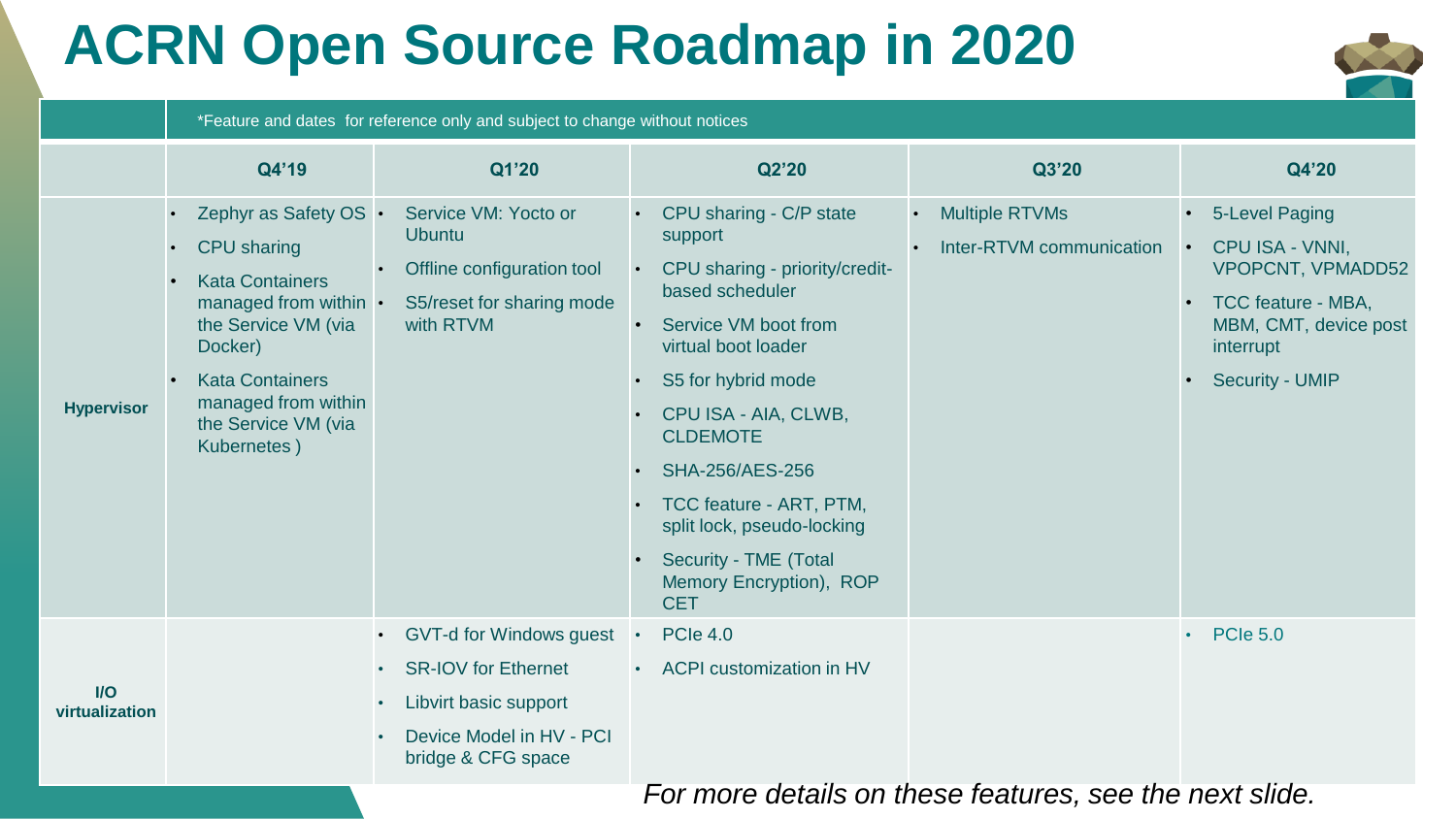# ACRN Open Source Roadmap in 2020

| | *Feature and dates for reference only and subject to change without notices | | | | |
|---|---|---|---|---|---|
| | **Q4'19** | **Q1'20** | **Q2'20** | **Q3'20** | **Q4'20** |
| **Hypervisor** | • Zephyr as Safety OS<br>• CPU sharing<br>• Kata Containers managed from within the Service VM (via Docker)<br>• Kata Containers managed from within the Service VM (via Kubernetes ) | • Service VM: Yocto or Ubuntu<br>• Offline configuration tool<br>• S5/reset for sharing mode with RTVM | • CPU sharing - C/P state support<br>• CPU sharing - priority/credit-based scheduler<br>• Service VM boot from virtual boot loader<br>• S5 for hybrid mode<br>• CPU ISA - AIA, CLWB, CLDEMOTE<br>• SHA-256/AES-256<br>• TCC feature - ART, PTM, split lock, pseudo-locking<br>• Security - TME (Total Memory Encryption), ROP CET | • Multiple RTVMs<br>• Inter-RTVM communication | • 5-Level Paging<br>• CPU ISA - VNNI, VPOPCNT, VPMADD52<br>• TCC feature - MBA, MBM, CMT, device post interrupt<br>• Security - UMIP |
| **I/O virtualization** | | • GVT-d for Windows guest<br>• SR-IOV for Ethernet<br>• Libvirt basic support<br>• Device Model in HV - PCI bridge & CFG space | • PCIe 4.0<br>• ACPI customization in HV | | • PCIe 5.0 |

*For more details on these features, see the next slide.*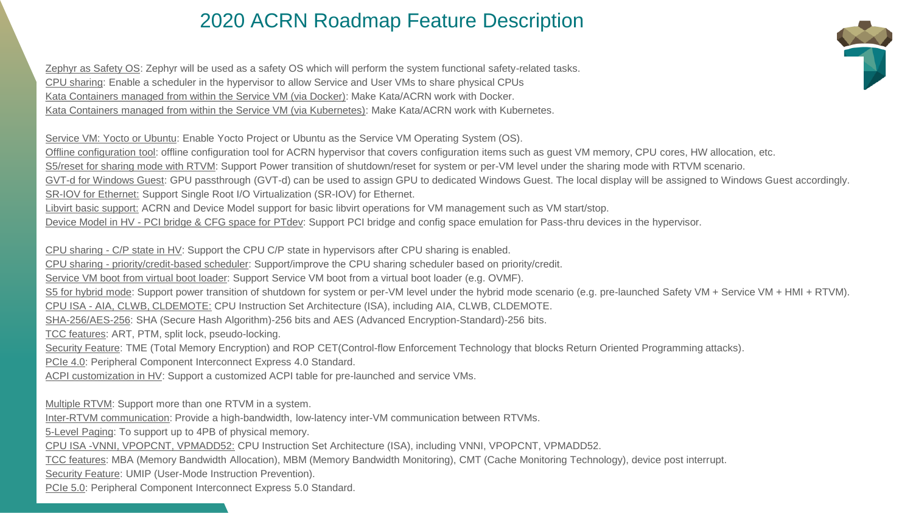# 2020 ACRN Roadmap Feature Description

Zephyr as Safety OS: Zephyr will be used as a safety OS which will perform the system functional safety-related tasks.
CPU sharing: Enable a scheduler in the hypervisor to allow Service and User VMs to share physical CPUs
Kata Containers managed from within the Service VM (via Docker): Make Kata/ACRN work with Docker.
Kata Containers managed from within the Service VM (via Kubernetes): Make Kata/ACRN work with Kubernetes.

Service VM: Yocto or Ubuntu: Enable Yocto Project or Ubuntu as the Service VM Operating System (OS).
Offline configuration tool: offline configuration tool for ACRN hypervisor that covers configuration items such as guest VM memory, CPU cores, HW allocation, etc.
S5/reset for sharing mode with RTVM: Support Power transition of shutdown/reset for system or per-VM level under the sharing mode with RTVM scenario.
GVT-d for Windows Guest: GPU passthrough (GVT-d) can be used to assign GPU to dedicated Windows Guest. The local display will be assigned to Windows Guest accordingly.
SR-IOV for Ethernet: Support Single Root I/O Virtualization (SR-IOV) for Ethernet.
Libvirt basic support: ACRN and Device Model support for basic libvirt operations for VM management such as VM start/stop.
Device Model in HV - PCI bridge & CFG space for PTdev: Support PCI bridge and config space emulation for Pass-thru devices in the hypervisor.

CPU sharing - C/P state in HV: Support the CPU C/P state in hypervisors after CPU sharing is enabled.
CPU sharing - priority/credit-based scheduler: Support/improve the CPU sharing scheduler based on priority/credit.
Service VM boot from virtual boot loader: Support Service VM boot from a virtual boot loader (e.g. OVMF).
S5 for hybrid mode: Support power transition of shutdown for system or per-VM level under the hybrid mode scenario (e.g. pre-launched Safety VM + Service VM + HMI + RTVM).
CPU ISA - AIA, CLWB, CLDEMOTE: CPU Instruction Set Architecture (ISA), including AIA, CLWB, CLDEMOTE.
SHA-256/AES-256: SHA (Secure Hash Algorithm)-256 bits and AES (Advanced Encryption-Standard)-256 bits.
TCC features: ART, PTM, split lock, pseudo-locking.
Security Feature: TME (Total Memory Encryption) and ROP CET(Control-flow Enforcement Technology that blocks Return Oriented Programming attacks).
PCIe 4.0: Peripheral Component Interconnect Express 4.0 Standard.
ACPI customization in HV: Support a customized ACPI table for pre-launched and service VMs.

Multiple RTVM: Support more than one RTVM in a system.
Inter-RTVM communication: Provide a high-bandwidth, low-latency inter-VM communication between RTVMs.
5-Level Paging: To support up to 4PB of physical memory.
CPU ISA -VNNI, VPOPCNT, VPMADD52: CPU Instruction Set Architecture (ISA), including VNNI, VPOPCNT, VPMADD52.
TCC features: MBA (Memory Bandwidth Allocation), MBM (Memory Bandwidth Monitoring), CMT (Cache Monitoring Technology), device post interrupt.
Security Feature: UMIP (User-Mode Instruction Prevention).
PCIe 5.0: Peripheral Component Interconnect Express 5.0 Standard.